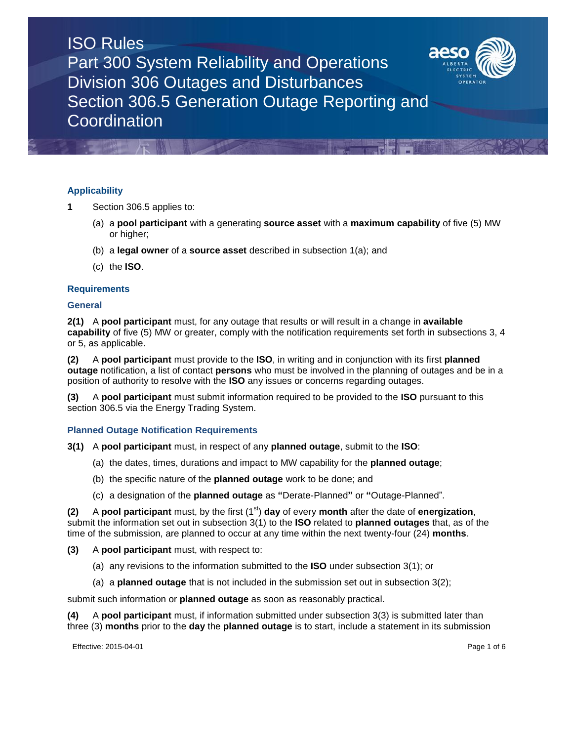# ISO Rules
# Part 300 System Reliability and Operations
# Division 306 Outages and Disturbances
# Section 306.5 Generation Outage Reporting and Coordination

### Applicability

**1** Section 306.5 applies to:

(a) a **pool participant** with a generating **source asset** with a **maximum capability** of five (5) MW or higher;

(b) a **legal owner** of a **source asset** described in subsection 1(a); and

(c) the **ISO**.

### Requirements

### General

**2(1)** A **pool participant** must, for any outage that results or will result in a change in **available capability** of five (5) MW or greater, comply with the notification requirements set forth in subsections 3, 4 or 5, as applicable.

**(2)** A **pool participant** must provide to the **ISO**, in writing and in conjunction with its first **planned outage** notification, a list of contact **persons** who must be involved in the planning of outages and be in a position of authority to resolve with the **ISO** any issues or concerns regarding outages.

**(3)** A **pool participant** must submit information required to be provided to the **ISO** pursuant to this section 306.5 via the Energy Trading System.

### Planned Outage Notification Requirements

**3(1)** A **pool participant** must, in respect of any **planned outage**, submit to the **ISO**:

(a) the dates, times, durations and impact to MW capability for the **planned outage**;

(b) the specific nature of the **planned outage** work to be done; and

(c) a designation of the **planned outage** as **"**Derate-Planned**"** or **"**Outage-Planned".

**(2)** A **pool participant** must, by the first (1st) **day** of every **month** after the date of **energization**, submit the information set out in subsection 3(1) to the **ISO** related to **planned outages** that, as of the time of the submission, are planned to occur at any time within the next twenty-four (24) **months**.

**(3)** A **pool participant** must, with respect to:

(a) any revisions to the information submitted to the **ISO** under subsection 3(1); or

(a) a **planned outage** that is not included in the submission set out in subsection 3(2);

submit such information or **planned outage** as soon as reasonably practical.

**(4)** A **pool participant** must, if information submitted under subsection 3(3) is submitted later than three (3) **months** prior to the **day** the **planned outage** is to start, include a statement in its submission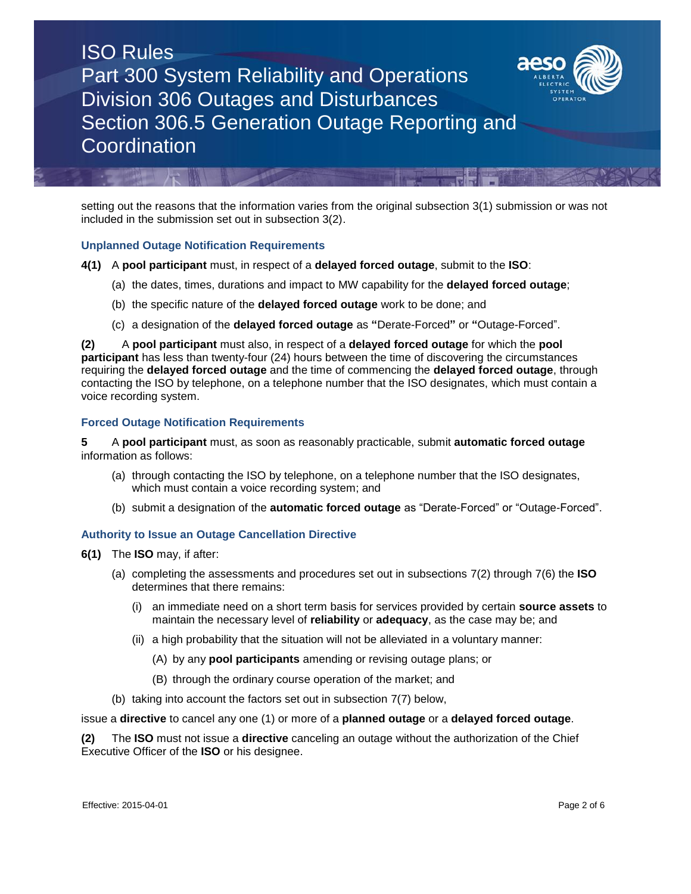setting out the reasons that the information varies from the original subsection 3(1) submission or was not included in the submission set out in subsection 3(2).

### Unplanned Outage Notification Requirements

**4(1)** A **pool participant** must, in respect of a **delayed forced outage**, submit to the **ISO**:

(a) the dates, times, durations and impact to MW capability for the **delayed forced outage**;

(b) the specific nature of the **delayed forced outage** work to be done; and

(c) a designation of the **delayed forced outage** as "Derate-Forced" or "Outage-Forced".

**(2)** A **pool participant** must also, in respect of a **delayed forced outage** for which the **pool participant** has less than twenty-four (24) hours between the time of discovering the circumstances requiring the **delayed forced outage** and the time of commencing the **delayed forced outage**, through contacting the ISO by telephone, on a telephone number that the ISO designates, which must contain a voice recording system.

### Forced Outage Notification Requirements

**5** A **pool participant** must, as soon as reasonably practicable, submit **automatic forced outage** information as follows:

(a) through contacting the ISO by telephone, on a telephone number that the ISO designates, which must contain a voice recording system; and

(b) submit a designation of the **automatic forced outage** as "Derate-Forced" or "Outage-Forced".

### Authority to Issue an Outage Cancellation Directive

**6(1)** The **ISO** may, if after:

(a) completing the assessments and procedures set out in subsections 7(2) through 7(6) the **ISO** determines that there remains:

   (i) an immediate need on a short term basis for services provided by certain **source assets** to maintain the necessary level of **reliability** or **adequacy**, as the case may be; and

   (ii) a high probability that the situation will not be alleviated in a voluntary manner:

      (A) by any **pool participants** amending or revising outage plans; or

      (B) through the ordinary course operation of the market; and

(b) taking into account the factors set out in subsection 7(7) below,

issue a **directive** to cancel any one (1) or more of a **planned outage** or a **delayed forced outage**.

**(2)** The **ISO** must not issue a **directive** canceling an outage without the authorization of the Chief Executive Officer of the **ISO** or his designee.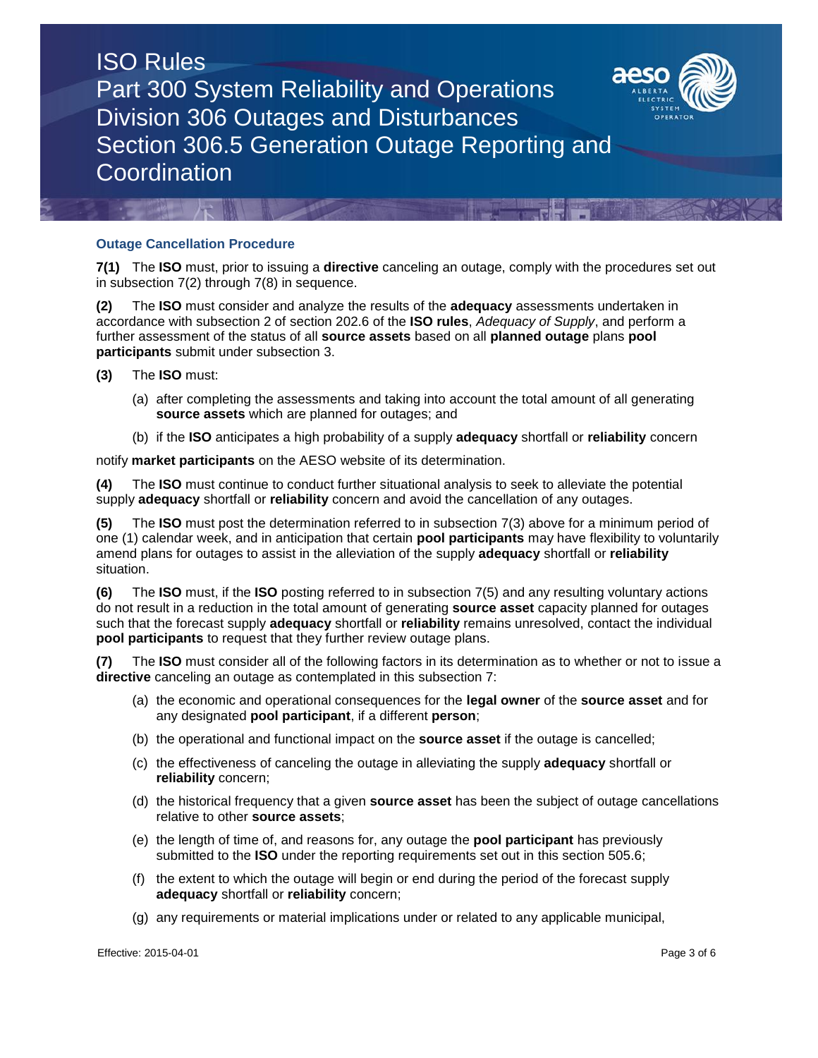### Outage Cancellation Procedure

**7(1)** The **ISO** must, prior to issuing a **directive** canceling an outage, comply with the procedures set out in subsection 7(2) through 7(8) in sequence.

**(2)** The **ISO** must consider and analyze the results of the **adequacy** assessments undertaken in accordance with subsection 2 of section 202.6 of the **ISO rules**, *Adequacy of Supply*, and perform a further assessment of the status of all **source assets** based on all **planned outage** plans **pool participants** submit under subsection 3.

**(3)** The **ISO** must:

(a) after completing the assessments and taking into account the total amount of all generating **source assets** which are planned for outages; and

(b) if the **ISO** anticipates a high probability of a supply **adequacy** shortfall or **reliability** concern

notify **market participants** on the AESO website of its determination.

**(4)** The **ISO** must continue to conduct further situational analysis to seek to alleviate the potential supply **adequacy** shortfall or **reliability** concern and avoid the cancellation of any outages.

**(5)** The **ISO** must post the determination referred to in subsection 7(3) above for a minimum period of one (1) calendar week, and in anticipation that certain **pool participants** may have flexibility to voluntarily amend plans for outages to assist in the alleviation of the supply **adequacy** shortfall or **reliability** situation.

**(6)** The **ISO** must, if the **ISO** posting referred to in subsection 7(5) and any resulting voluntary actions do not result in a reduction in the total amount of generating **source asset** capacity planned for outages such that the forecast supply **adequacy** shortfall or **reliability** remains unresolved, contact the individual **pool participants** to request that they further review outage plans.

**(7)** The **ISO** must consider all of the following factors in its determination as to whether or not to issue a **directive** canceling an outage as contemplated in this subsection 7:

(a) the economic and operational consequences for the **legal owner** of the **source asset** and for any designated **pool participant**, if a different **person**;

(b) the operational and functional impact on the **source asset** if the outage is cancelled;

(c) the effectiveness of canceling the outage in alleviating the supply **adequacy** shortfall or **reliability** concern;

(d) the historical frequency that a given **source asset** has been the subject of outage cancellations relative to other **source assets**;

(e) the length of time of, and reasons for, any outage the **pool participant** has previously submitted to the **ISO** under the reporting requirements set out in this section 505.6;

(f) the extent to which the outage will begin or end during the period of the forecast supply **adequacy** shortfall or **reliability** concern;

(g) any requirements or material implications under or related to any applicable municipal,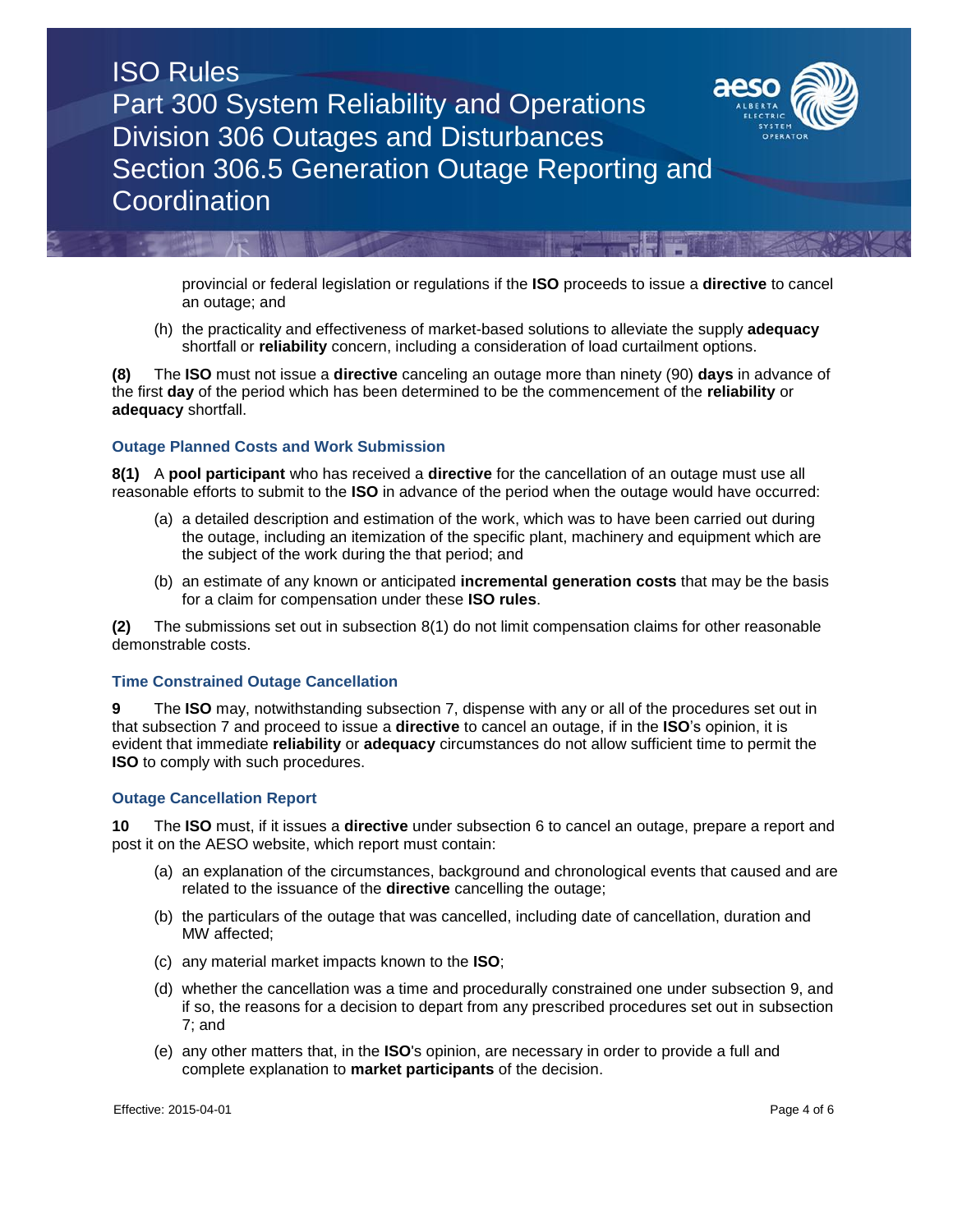provincial or federal legislation or regulations if the **ISO** proceeds to issue a **directive** to cancel an outage; and

(h) the practicality and effectiveness of market-based solutions to alleviate the supply **adequacy** shortfall or **reliability** concern, including a consideration of load curtailment options.

**(8)** The **ISO** must not issue a **directive** canceling an outage more than ninety (90) **days** in advance of the first **day** of the period which has been determined to be the commencement of the **reliability** or **adequacy** shortfall.

### Outage Planned Costs and Work Submission

**8(1)** A **pool participant** who has received a **directive** for the cancellation of an outage must use all reasonable efforts to submit to the **ISO** in advance of the period when the outage would have occurred:

(a) a detailed description and estimation of the work, which was to have been carried out during the outage, including an itemization of the specific plant, machinery and equipment which are the subject of the work during the that period; and

(b) an estimate of any known or anticipated **incremental generation costs** that may be the basis for a claim for compensation under these **ISO rules**.

**(2)** The submissions set out in subsection 8(1) do not limit compensation claims for other reasonable demonstrable costs.

### Time Constrained Outage Cancellation

**9** The **ISO** may, notwithstanding subsection 7, dispense with any or all of the procedures set out in that subsection 7 and proceed to issue a **directive** to cancel an outage, if in the **ISO**'s opinion, it is evident that immediate **reliability** or **adequacy** circumstances do not allow sufficient time to permit the **ISO** to comply with such procedures.

### Outage Cancellation Report

**10** The **ISO** must, if it issues a **directive** under subsection 6 to cancel an outage, prepare a report and post it on the AESO website, which report must contain:

(a) an explanation of the circumstances, background and chronological events that caused and are related to the issuance of the **directive** cancelling the outage;

(b) the particulars of the outage that was cancelled, including date of cancellation, duration and MW affected;

(c) any material market impacts known to the **ISO**;

(d) whether the cancellation was a time and procedurally constrained one under subsection 9, and if so, the reasons for a decision to depart from any prescribed procedures set out in subsection 7; and

(e) any other matters that, in the **ISO**'s opinion, are necessary in order to provide a full and complete explanation to **market participants** of the decision.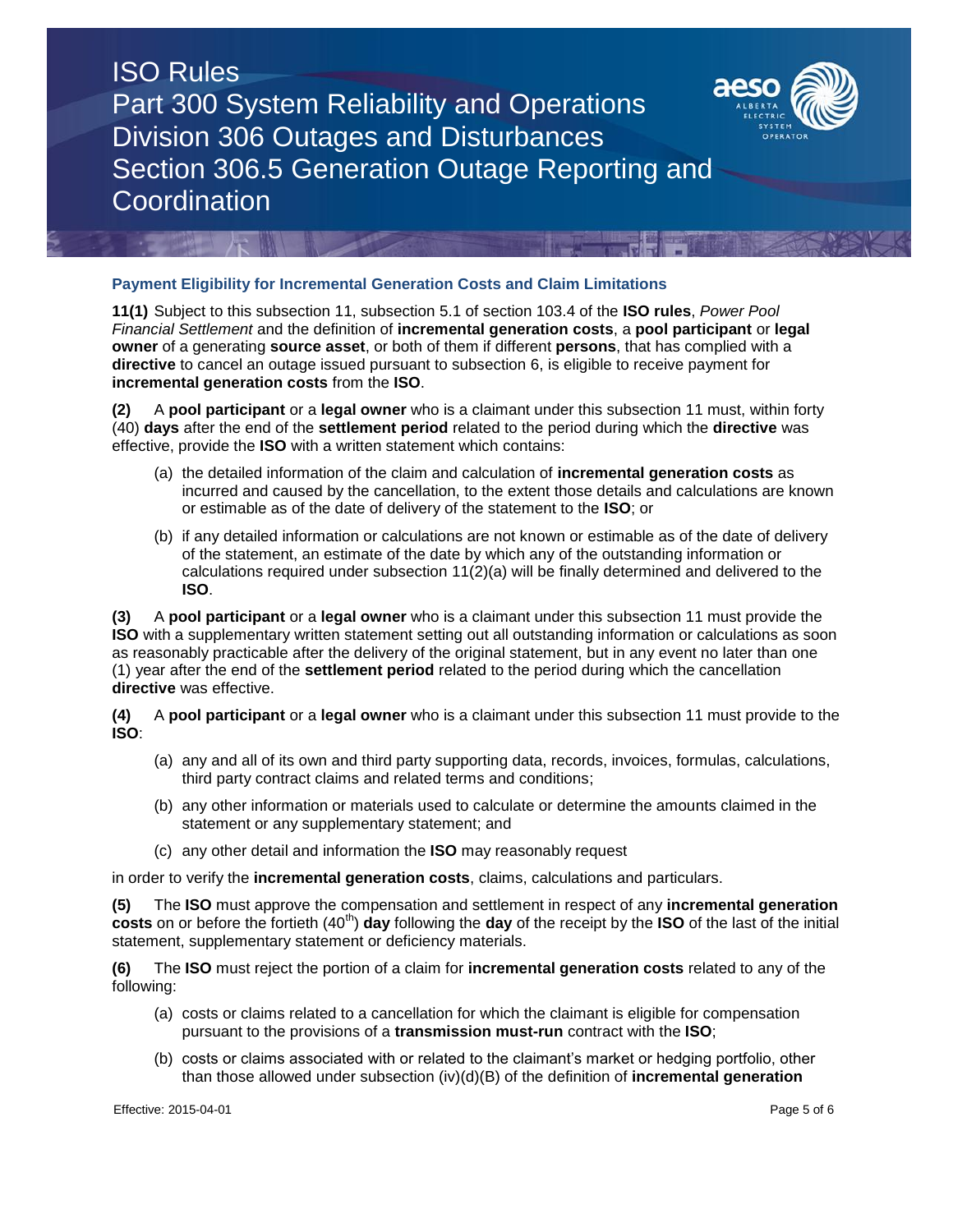### Payment Eligibility for Incremental Generation Costs and Claim Limitations

**11(1)** Subject to this subsection 11, subsection 5.1 of section 103.4 of the **ISO rules**, *Power Pool Financial Settlement* and the definition of **incremental generation costs**, a **pool participant** or **legal owner** of a generating **source asset**, or both of them if different **persons**, that has complied with a **directive** to cancel an outage issued pursuant to subsection 6, is eligible to receive payment for **incremental generation costs** from the **ISO**.

**(2)** A **pool participant** or a **legal owner** who is a claimant under this subsection 11 must, within forty (40) **days** after the end of the **settlement period** related to the period during which the **directive** was effective, provide the **ISO** with a written statement which contains:

(a) the detailed information of the claim and calculation of **incremental generation costs** as incurred and caused by the cancellation, to the extent those details and calculations are known or estimable as of the date of delivery of the statement to the **ISO**; or

(b) if any detailed information or calculations are not known or estimable as of the date of delivery of the statement, an estimate of the date by which any of the outstanding information or calculations required under subsection 11(2)(a) will be finally determined and delivered to the **ISO**.

**(3)** A **pool participant** or a **legal owner** who is a claimant under this subsection 11 must provide the **ISO** with a supplementary written statement setting out all outstanding information or calculations as soon as reasonably practicable after the delivery of the original statement, but in any event no later than one (1) year after the end of the **settlement period** related to the period during which the cancellation **directive** was effective.

**(4)** A **pool participant** or a **legal owner** who is a claimant under this subsection 11 must provide to the **ISO**:

(a) any and all of its own and third party supporting data, records, invoices, formulas, calculations, third party contract claims and related terms and conditions;

(b) any other information or materials used to calculate or determine the amounts claimed in the statement or any supplementary statement; and

(c) any other detail and information the **ISO** may reasonably request

in order to verify the **incremental generation costs**, claims, calculations and particulars.

**(5)** The **ISO** must approve the compensation and settlement in respect of any **incremental generation costs** on or before the fortieth (40th) **day** following the **day** of the receipt by the **ISO** of the last of the initial statement, supplementary statement or deficiency materials.

**(6)** The **ISO** must reject the portion of a claim for **incremental generation costs** related to any of the following:

(a) costs or claims related to a cancellation for which the claimant is eligible for compensation pursuant to the provisions of a **transmission must-run** contract with the **ISO**;

(b) costs or claims associated with or related to the claimant's market or hedging portfolio, other than those allowed under subsection (iv)(d)(B) of the definition of **incremental generation**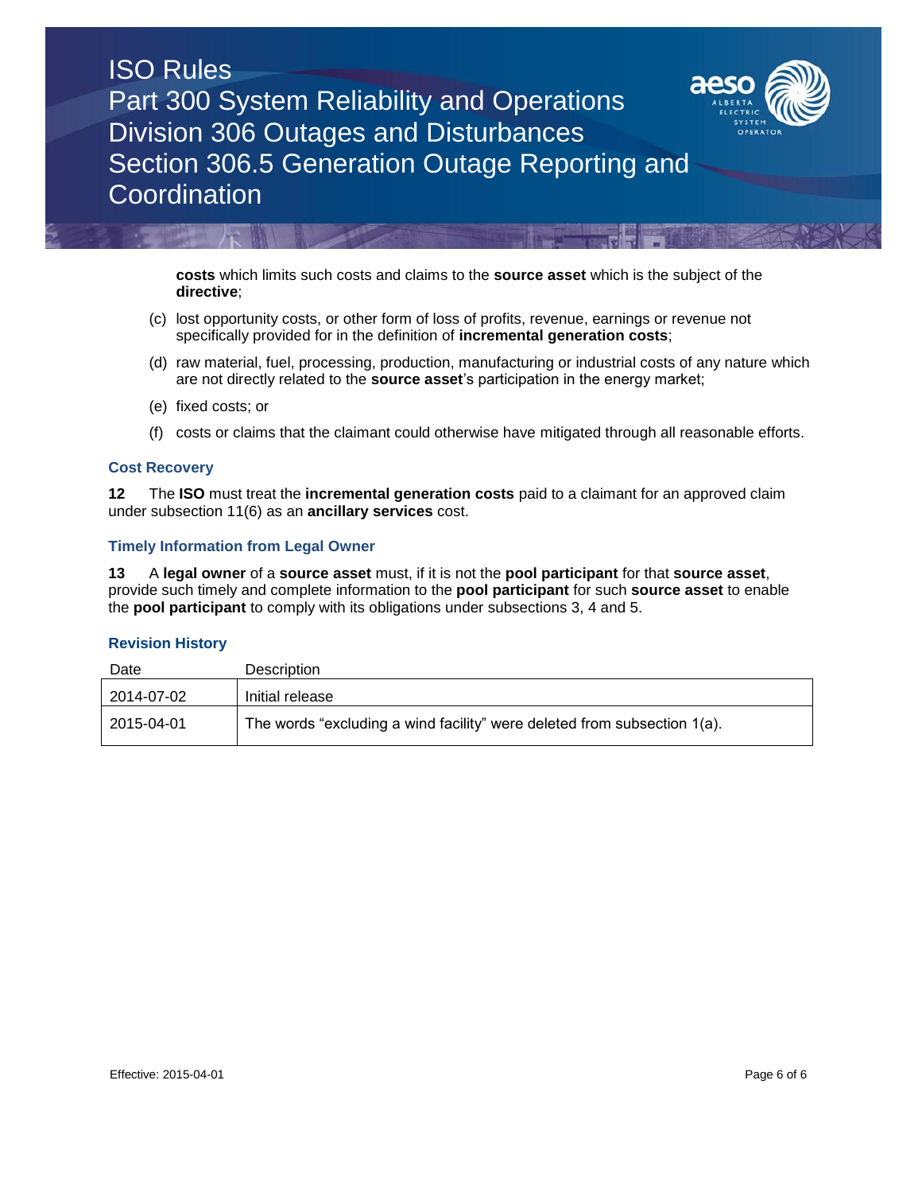**costs** which limits such costs and claims to the **source asset** which is the subject of the **directive**;

(c) lost opportunity costs, or other form of loss of profits, revenue, earnings or revenue not specifically provided for in the definition of **incremental generation costs**;

(d) raw material, fuel, processing, production, manufacturing or industrial costs of any nature which are not directly related to the **source asset**'s participation in the energy market;

(e) fixed costs; or

(f) costs or claims that the claimant could otherwise have mitigated through all reasonable efforts.

### Cost Recovery

**12** The **ISO** must treat the **incremental generation costs** paid to a claimant for an approved claim under subsection 11(6) as an **ancillary services** cost.

### Timely Information from Legal Owner

**13** A **legal owner** of a **source asset** must, if it is not the **pool participant** for that **source asset**, provide such timely and complete information to the **pool participant** for such **source asset** to enable the **pool participant** to comply with its obligations under subsections 3, 4 and 5.

### Revision History

| Date | Description |
|---|---|
| 2014-07-02 | Initial release |
| 2015-04-01 | The words “excluding a wind facility” were deleted from subsection 1(a). |

Effective: 2015-04-01